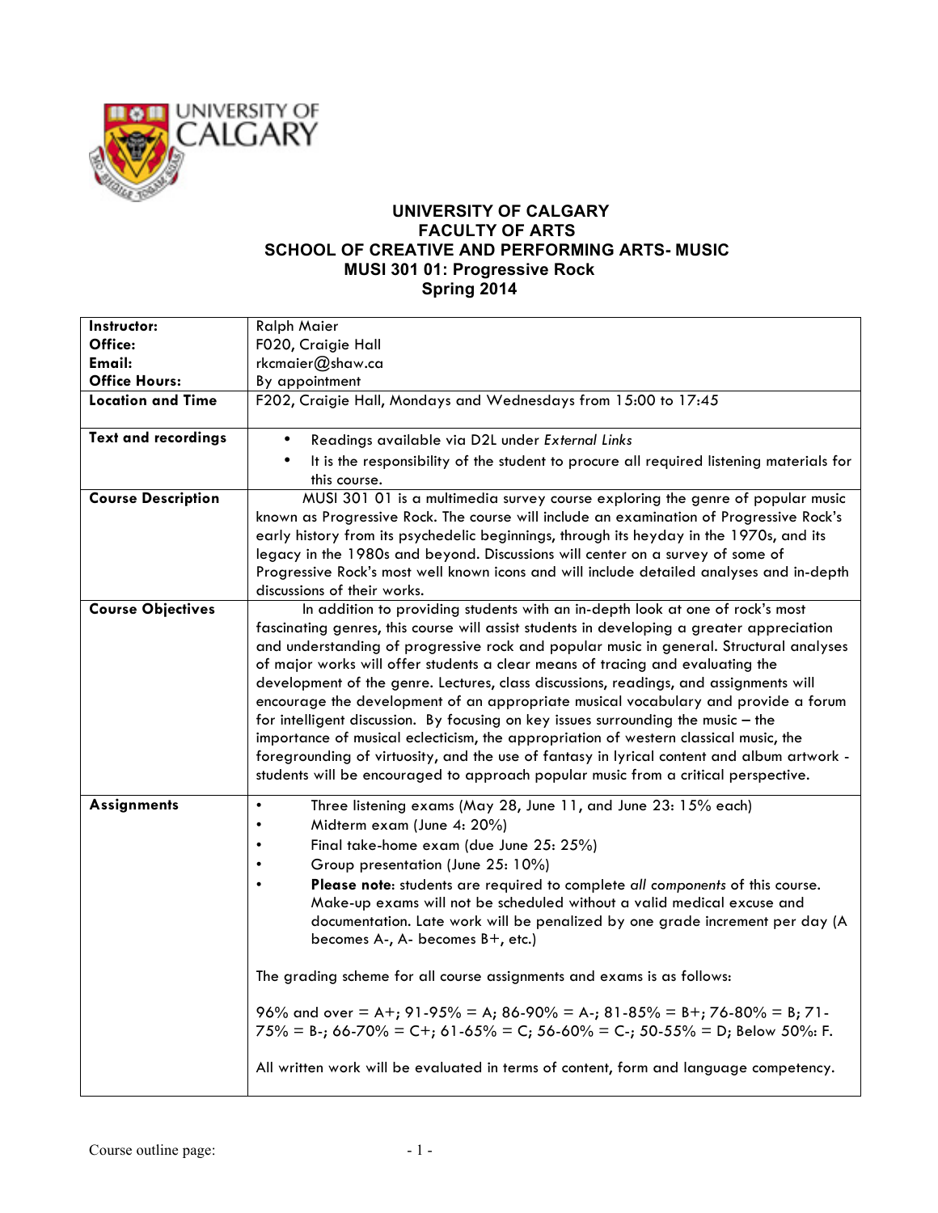# UNIVERSITY OF CALGARY
## FACULTY OF ARTS
## SCHOOL OF CREATIVE AND PERFORMING ARTS- MUSIC
## MUSI 301 01: Progressive Rock
## Spring 2014

| | |
|---|---|
| **Instructor:**<br>**Office:**<br>**Email:**<br>**Office Hours:** | Ralph Maier<br>F020, Craigie Hall<br>rkcmaier@shaw.ca<br>By appointment |
| **Location and Time** | F202, Craigie Hall, Mondays and Wednesdays from 15:00 to 17:45 |
| **Text and recordings** | • Readings available via D2L under *External Links*<br>• It is the responsibility of the student to procure all required listening materials for this course. |
| **Course Description** | MUSI 301 01 is a multimedia survey course exploring the genre of popular music known as Progressive Rock. The course will include an examination of Progressive Rock's early history from its psychedelic beginnings, through its heyday in the 1970s, and its legacy in the 1980s and beyond. Discussions will center on a survey of some of Progressive Rock's most well known icons and will include detailed analyses and in-depth discussions of their works. |
| **Course Objectives** | In addition to providing students with an in-depth look at one of rock's most fascinating genres, this course will assist students in developing a greater appreciation and understanding of progressive rock and popular music in general. Structural analyses of major works will offer students a clear means of tracing and evaluating the development of the genre. Lectures, class discussions, readings, and assignments will encourage the development of an appropriate musical vocabulary and provide a forum for intelligent discussion. By focusing on key issues surrounding the music – the importance of musical eclecticism, the appropriation of western classical music, the foregrounding of virtuosity, and the use of fantasy in lyrical content and album artwork - students will be encouraged to approach popular music from a critical perspective. |
| **Assignments** | • Three listening exams (May 28, June 11, and June 23: 15% each)<br>• Midterm exam (June 4: 20%)<br>• Final take-home exam (due June 25: 25%)<br>• Group presentation (June 25: 10%)<br>• **Please note**: students are required to complete *all components* of this course. Make-up exams will not be scheduled without a valid medical excuse and documentation. Late work will be penalized by one grade increment per day (A becomes A-, A- becomes B+, etc.)<br><br>The grading scheme for all course assignments and exams is as follows:<br><br>96% and over = A+; 91-95% = A; 86-90% = A-; 81-85% = B+; 76-80% = B; 71-75% = B-; 66-70% = C+; 61-65% = C; 56-60% = C-; 50-55% = D; Below 50%: F.<br><br>All written work will be evaluated in terms of content, form and language competency. |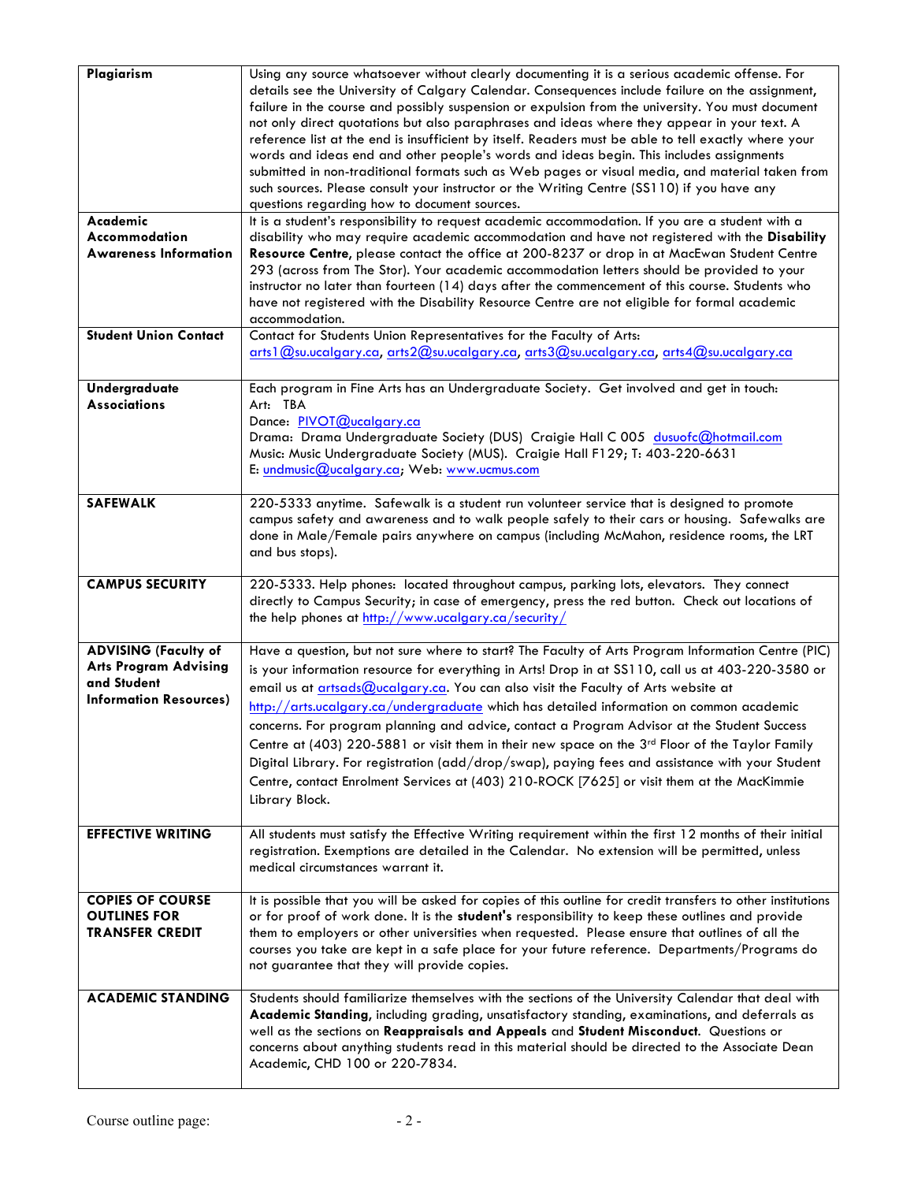| | |
|---|---|
| **Plagiarism** | Using any source whatsoever without clearly documenting it is a serious academic offense. For details see the University of Calgary Calendar. Consequences include failure on the assignment, failure in the course and possibly suspension or expulsion from the university. You must document not only direct quotations but also paraphrases and ideas where they appear in your text. A reference list at the end is insufficient by itself. Readers must be able to tell exactly where your words and ideas end and other people's words and ideas begin. This includes assignments submitted in non-traditional formats such as Web pages or visual media, and material taken from such sources. Please consult your instructor or the Writing Centre (SS110) if you have any questions regarding how to document sources. |
| **Academic Accommodation Awareness Information** | It is a student's responsibility to request academic accommodation. If you are a student with a disability who may require academic accommodation and have not registered with the **Disability Resource Centre**, please contact the office at 200-8237 or drop in at MacEwan Student Centre 293 (across from The Stor). Your academic accommodation letters should be provided to your instructor no later than fourteen (14) days after the commencement of this course. Students who have not registered with the Disability Resource Centre are not eligible for formal academic accommodation. |
| **Student Union Contact** | Contact for Students Union Representatives for the Faculty of Arts: arts1@su.ucalgary.ca, arts2@su.ucalgary.ca, arts3@su.ucalgary.ca, arts4@su.ucalgary.ca |
| **Undergraduate Associations** | Each program in Fine Arts has an Undergraduate Society. Get involved and get in touch:<br>Art: TBA<br>Dance: PIVOT@ucalgary.ca<br>Drama: Drama Undergraduate Society (DUS) Craigie Hall C 005 dusuofc@hotmail.com<br>Music: Music Undergraduate Society (MUS). Craigie Hall F129; T: 403-220-6631<br>E: undmusic@ucalgary.ca; Web: www.ucmus.com |
| **SAFEWALK** | 220-5333 anytime. Safewalk is a student run volunteer service that is designed to promote campus safety and awareness and to walk people safely to their cars or housing. Safewalks are done in Male/Female pairs anywhere on campus (including McMahon, residence rooms, the LRT and bus stops). |
| **CAMPUS SECURITY** | 220-5333. Help phones: located throughout campus, parking lots, elevators. They connect directly to Campus Security; in case of emergency, press the red button. Check out locations of the help phones at http://www.ucalgary.ca/security/ |
| **ADVISING (Faculty of Arts Program Advising and Student Information Resources)** | Have a question, but not sure where to start? The Faculty of Arts Program Information Centre (PIC) is your information resource for everything in Arts! Drop in at SS110, call us at 403-220-3580 or email us at artsads@ucalgary.ca. You can also visit the Faculty of Arts website at http://arts.ucalgary.ca/undergraduate which has detailed information on common academic concerns. For program planning and advice, contact a Program Advisor at the Student Success Centre at (403) 220-5881 or visit them in their new space on the 3rd Floor of the Taylor Family Digital Library. For registration (add/drop/swap), paying fees and assistance with your Student Centre, contact Enrolment Services at (403) 210-ROCK [7625] or visit them at the MacKimmie Library Block. |
| **EFFECTIVE WRITING** | All students must satisfy the Effective Writing requirement within the first 12 months of their initial registration. Exemptions are detailed in the Calendar. No extension will be permitted, unless medical circumstances warrant it. |
| **COPIES OF COURSE OUTLINES FOR TRANSFER CREDIT** | It is possible that you will be asked for copies of this outline for credit transfers to other institutions or for proof of work done. It is the **student's** responsibility to keep these outlines and provide them to employers or other universities when requested. Please ensure that outlines of all the courses you take are kept in a safe place for your future reference. Departments/Programs do not guarantee that they will provide copies. |
| **ACADEMIC STANDING** | Students should familiarize themselves with the sections of the University Calendar that deal with **Academic Standing**, including grading, unsatisfactory standing, examinations, and deferrals as well as the sections on **Reappraisals and Appeals** and **Student Misconduct**. Questions or concerns about anything students read in this material should be directed to the Associate Dean Academic, CHD 100 or 220-7834. |

Course outline page: